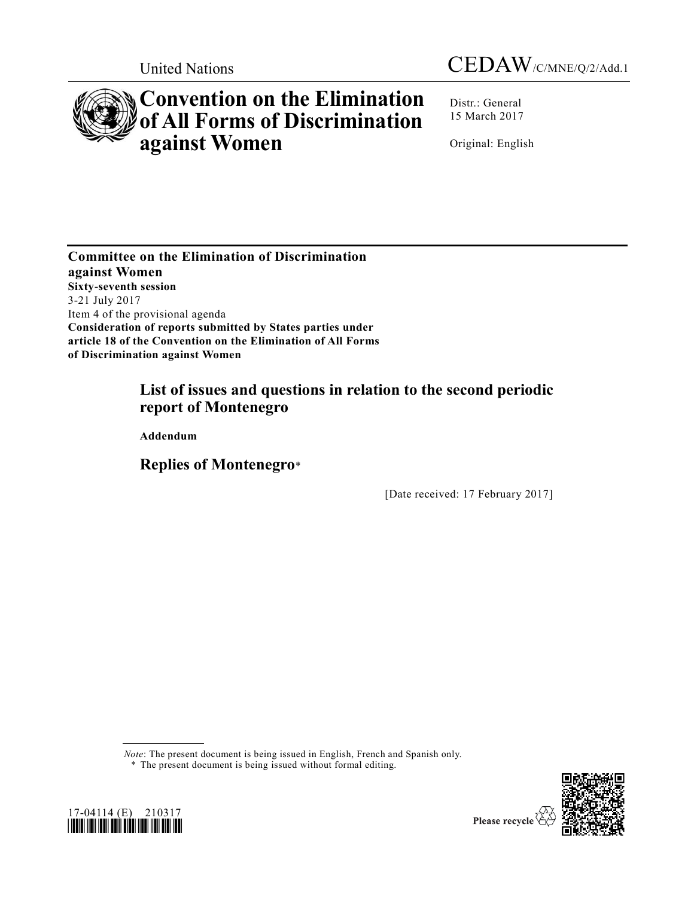United Nations

CEDAW/C/MNE/Q/2/Add.1

# Convention on the Elimination of All Forms of Discrimination against Women

Distr.: General
15 March 2017

Original: English

**Committee on the Elimination of Discrimination against Women**
**Sixty-seventh session**
3-21 July 2017
Item 4 of the provisional agenda
**Consideration of reports submitted by States parties under article 18 of the Convention on the Elimination of All Forms of Discrimination against Women**

## List of issues and questions in relation to the second periodic report of Montenegro

**Addendum**

## Replies of Montenegro*

[Date received: 17 February 2017]

*Note*: The present document is being issued in English, French and Spanish only.

\* The present document is being issued without formal editing.

17-04114 (E) 210317

Please recycle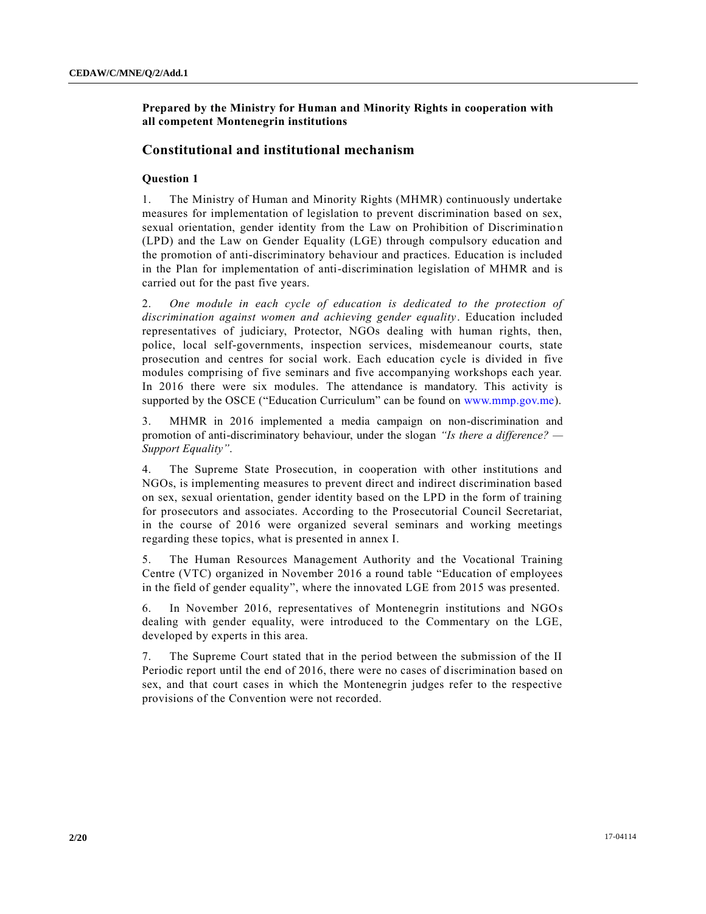**Prepared by the Ministry for Human and Minority Rights in cooperation with all competent Montenegrin institutions**

## Constitutional and institutional mechanism

### Question 1

1. The Ministry of Human and Minority Rights (MHMR) continuously undertake measures for implementation of legislation to prevent discrimination based on sex, sexual orientation, gender identity from the Law on Prohibition of Discrimination (LPD) and the Law on Gender Equality (LGE) through compulsory education and the promotion of anti-discriminatory behaviour and practices. Education is included in the Plan for implementation of anti-discrimination legislation of MHMR and is carried out for the past five years.

2. *One module in each cycle of education is dedicated to the protection of discrimination against women and achieving gender equality*. Education included representatives of judiciary, Protector, NGOs dealing with human rights, then, police, local self-governments, inspection services, misdemeanour courts, state prosecution and centres for social work. Each education cycle is divided in five modules comprising of five seminars and five accompanying workshops each year. In 2016 there were six modules. The attendance is mandatory. This activity is supported by the OSCE ("Education Curriculum" can be found on www.mmp.gov.me).

3. MHMR in 2016 implemented a media campaign on non-discrimination and promotion of anti-discriminatory behaviour, under the slogan *"Is there a difference? — Support Equality"*.

4. The Supreme State Prosecution, in cooperation with other institutions and NGOs, is implementing measures to prevent direct and indirect discrimination based on sex, sexual orientation, gender identity based on the LPD in the form of training for prosecutors and associates. According to the Prosecutorial Council Secretariat, in the course of 2016 were organized several seminars and working meetings regarding these topics, what is presented in annex I.

5. The Human Resources Management Authority and the Vocational Training Centre (VTC) organized in November 2016 a round table "Education of employees in the field of gender equality", where the innovated LGE from 2015 was presented.

6. In November 2016, representatives of Montenegrin institutions and NGOs dealing with gender equality, were introduced to the Commentary on the LGE, developed by experts in this area.

7. The Supreme Court stated that in the period between the submission of the II Periodic report until the end of 2016, there were no cases of discrimination based on sex, and that court cases in which the Montenegrin judges refer to the respective provisions of the Convention were not recorded.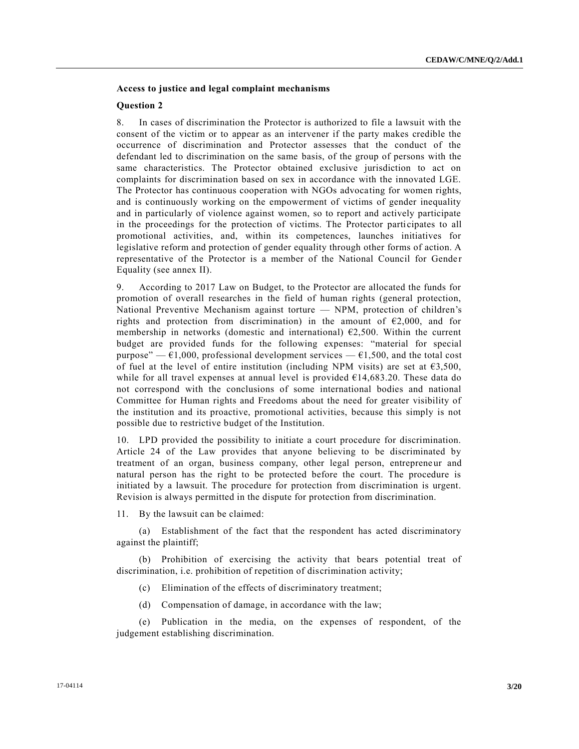**Access to justice and legal complaint mechanisms**

**Question 2**

8. In cases of discrimination the Protector is authorized to file a lawsuit with the consent of the victim or to appear as an intervener if the party makes credible the occurrence of discrimination and Protector assesses that the conduct of the defendant led to discrimination on the same basis, of the group of persons with the same characteristics. The Protector obtained exclusive jurisdiction to act on complaints for discrimination based on sex in accordance with the innovated LGE. The Protector has continuous cooperation with NGOs advocating for women rights, and is continuously working on the empowerment of victims of gender inequality and in particularly of violence against women, so to report and actively participate in the proceedings for the protection of victims. The Protector participates to all promotional activities, and, within its competences, launches initiatives for legislative reform and protection of gender equality through other forms of action. A representative of the Protector is a member of the National Council for Gender Equality (see annex II).

9. According to 2017 Law on Budget, to the Protector are allocated the funds for promotion of overall researches in the field of human rights (general protection, National Preventive Mechanism against torture — NPM, protection of children's rights and protection from discrimination) in the amount of €2,000, and for membership in networks (domestic and international) €2,500. Within the current budget are provided funds for the following expenses: "material for special purpose" — €1,000, professional development services — €1,500, and the total cost of fuel at the level of entire institution (including NPM visits) are set at €3,500, while for all travel expenses at annual level is provided €14,683.20. These data do not correspond with the conclusions of some international bodies and national Committee for Human rights and Freedoms about the need for greater visibility of the institution and its proactive, promotional activities, because this simply is not possible due to restrictive budget of the Institution.

10. LPD provided the possibility to initiate a court procedure for discrimination. Article 24 of the Law provides that anyone believing to be discriminated by treatment of an organ, business company, other legal person, entrepreneur and natural person has the right to be protected before the court. The procedure is initiated by a lawsuit. The procedure for protection from discrimination is urgent. Revision is always permitted in the dispute for protection from discrimination.

11. By the lawsuit can be claimed:

(a) Establishment of the fact that the respondent has acted discriminatory against the plaintiff;

(b) Prohibition of exercising the activity that bears potential treat of discrimination, i.e. prohibition of repetition of discrimination activity;

(c) Elimination of the effects of discriminatory treatment;

(d) Compensation of damage, in accordance with the law;

(e) Publication in the media, on the expenses of respondent, of the judgement establishing discrimination.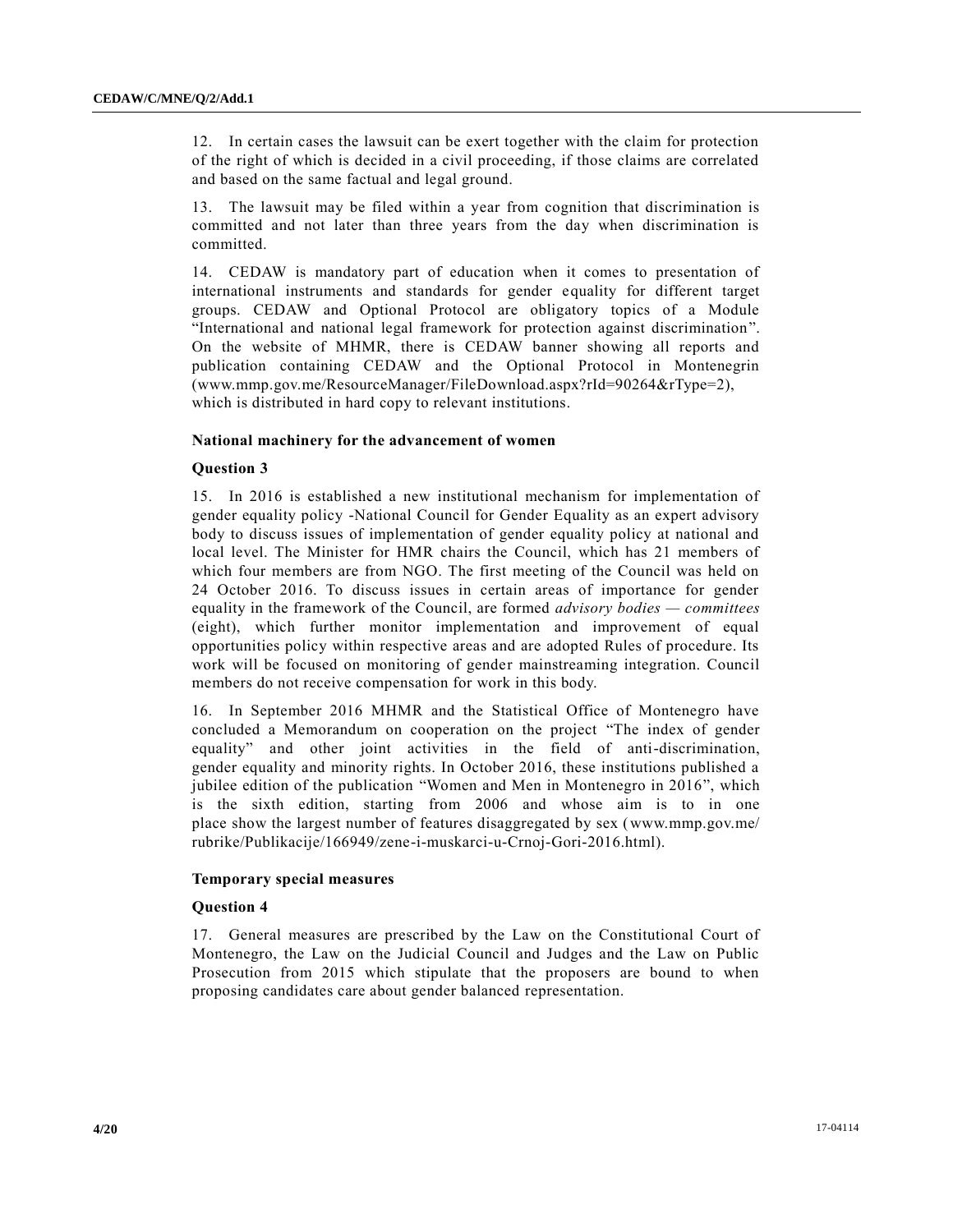12. In certain cases the lawsuit can be exert together with the claim for protection of the right of which is decided in a civil proceeding, if those claims are correlated and based on the same factual and legal ground.

13. The lawsuit may be filed within a year from cognition that discrimination is committed and not later than three years from the day when discrimination is committed.

14. CEDAW is mandatory part of education when it comes to presentation of international instruments and standards for gender equality for different target groups. CEDAW and Optional Protocol are obligatory topics of a Module "International and national legal framework for protection against discrimination". On the website of MHMR, there is CEDAW banner showing all reports and publication containing CEDAW and the Optional Protocol in Montenegrin (www.mmp.gov.me/ResourceManager/FileDownload.aspx?rId=90264&rType=2), which is distributed in hard copy to relevant institutions.

### National machinery for the advancement of women

#### Question 3

15. In 2016 is established a new institutional mechanism for implementation of gender equality policy -National Council for Gender Equality as an expert advisory body to discuss issues of implementation of gender equality policy at national and local level. The Minister for HMR chairs the Council, which has 21 members of which four members are from NGO. The first meeting of the Council was held on 24 October 2016. To discuss issues in certain areas of importance for gender equality in the framework of the Council, are formed *advisory bodies — committees* (eight), which further monitor implementation and improvement of equal opportunities policy within respective areas and are adopted Rules of procedure. Its work will be focused on monitoring of gender mainstreaming integration. Council members do not receive compensation for work in this body.

16. In September 2016 MHMR and the Statistical Office of Montenegro have concluded a Memorandum on cooperation on the project "The index of gender equality" and other joint activities in the field of anti-discrimination, gender equality and minority rights. In October 2016, these institutions published a jubilee edition of the publication "Women and Men in Montenegro in 2016", which is the sixth edition, starting from 2006 and whose aim is to in one place show the largest number of features disaggregated by sex (www.mmp.gov.me/rubrike/Publikacije/166949/zene-i-muskarci-u-Crnoj-Gori-2016.html).

### Temporary special measures

#### Question 4

17. General measures are prescribed by the Law on the Constitutional Court of Montenegro, the Law on the Judicial Council and Judges and the Law on Public Prosecution from 2015 which stipulate that the proposers are bound to when proposing candidates care about gender balanced representation.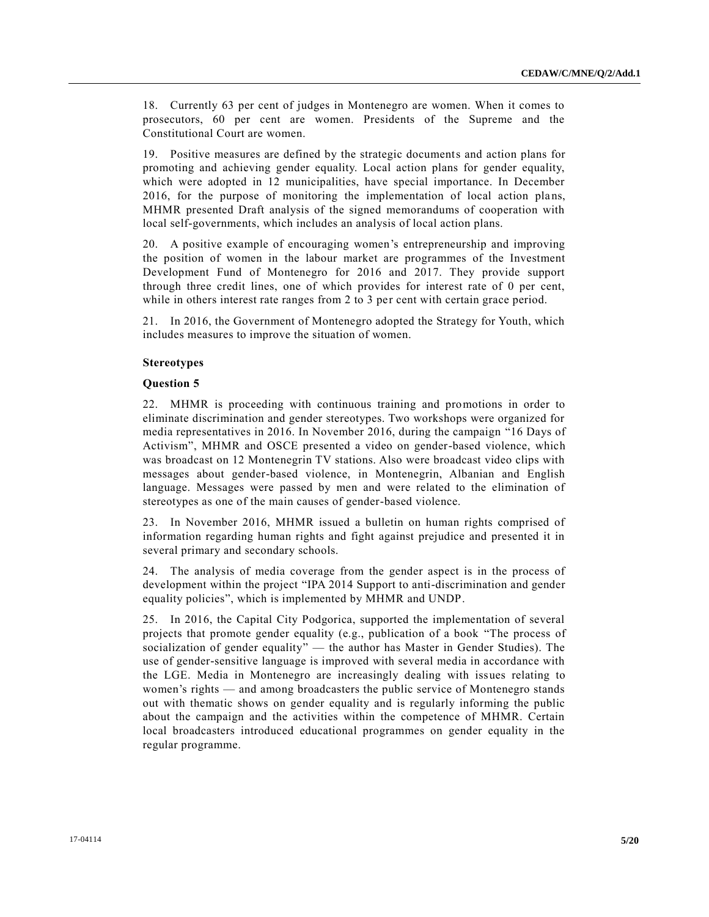18. Currently 63 per cent of judges in Montenegro are women. When it comes to prosecutors, 60 per cent are women. Presidents of the Supreme and the Constitutional Court are women.

19. Positive measures are defined by the strategic documents and action plans for promoting and achieving gender equality. Local action plans for gender equality, which were adopted in 12 municipalities, have special importance. In December 2016, for the purpose of monitoring the implementation of local action plans, MHMR presented Draft analysis of the signed memorandums of cooperation with local self-governments, which includes an analysis of local action plans.

20. A positive example of encouraging women's entrepreneurship and improving the position of women in the labour market are programmes of the Investment Development Fund of Montenegro for 2016 and 2017. They provide support through three credit lines, one of which provides for interest rate of 0 per cent, while in others interest rate ranges from 2 to 3 per cent with certain grace period.

21. In 2016, the Government of Montenegro adopted the Strategy for Youth, which includes measures to improve the situation of women.

**Stereotypes**

**Question 5**

22. MHMR is proceeding with continuous training and promotions in order to eliminate discrimination and gender stereotypes. Two workshops were organized for media representatives in 2016. In November 2016, during the campaign "16 Days of Activism", MHMR and OSCE presented a video on gender-based violence, which was broadcast on 12 Montenegrin TV stations. Also were broadcast video clips with messages about gender-based violence, in Montenegrin, Albanian and English language. Messages were passed by men and were related to the elimination of stereotypes as one of the main causes of gender-based violence.

23. In November 2016, MHMR issued a bulletin on human rights comprised of information regarding human rights and fight against prejudice and presented it in several primary and secondary schools.

24. The analysis of media coverage from the gender aspect is in the process of development within the project "IPA 2014 Support to anti-discrimination and gender equality policies", which is implemented by MHMR and UNDP.

25. In 2016, the Capital City Podgorica, supported the implementation of several projects that promote gender equality (e.g., publication of a book "The process of socialization of gender equality" — the author has Master in Gender Studies). The use of gender-sensitive language is improved with several media in accordance with the LGE. Media in Montenegro are increasingly dealing with issues relating to women's rights — and among broadcasters the public service of Montenegro stands out with thematic shows on gender equality and is regularly informing the public about the campaign and the activities within the competence of MHMR. Certain local broadcasters introduced educational programmes on gender equality in the regular programme.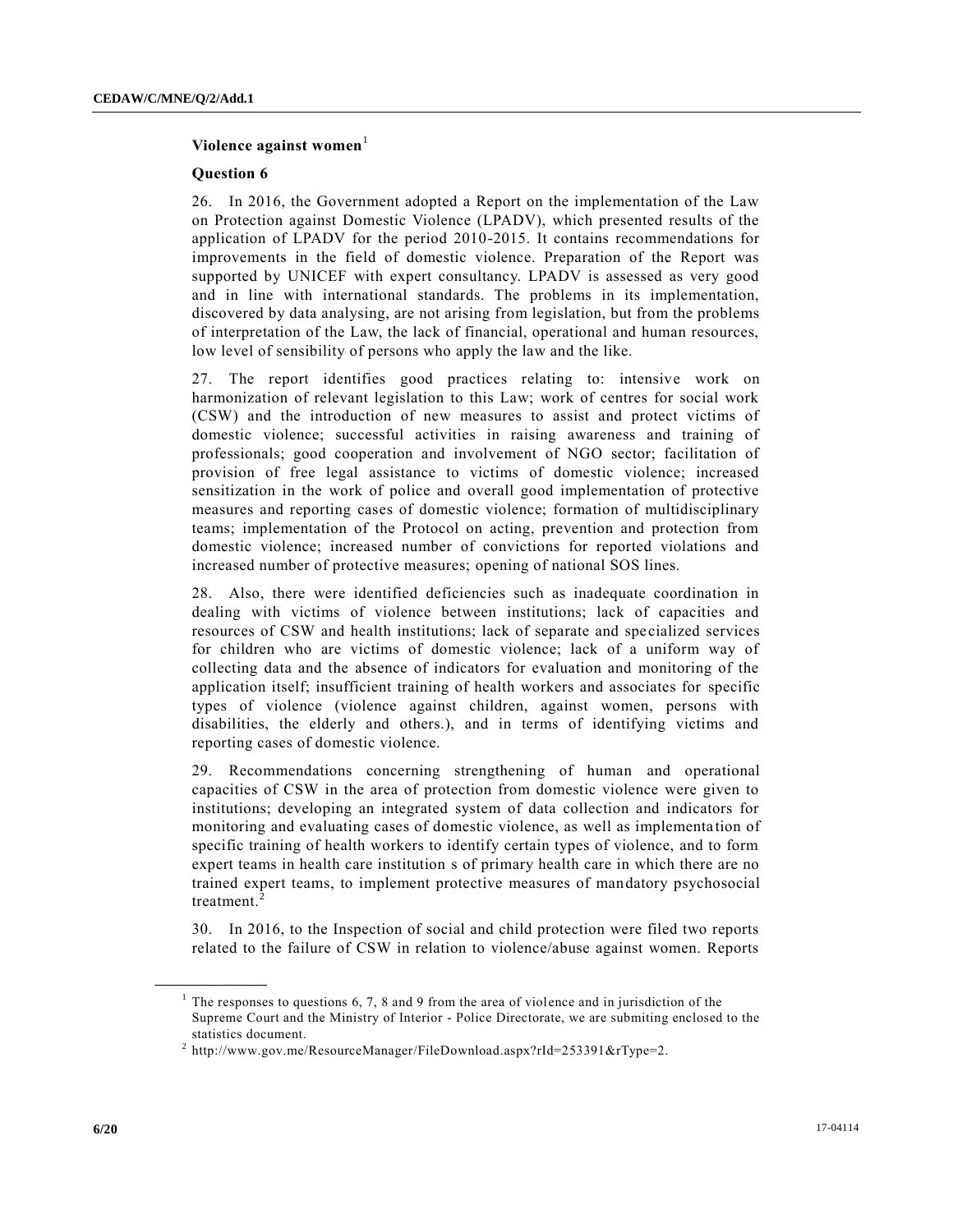### Violence against women[1]

#### Question 6

26. In 2016, the Government adopted a Report on the implementation of the Law on Protection against Domestic Violence (LPADV), which presented results of the application of LPADV for the period 2010-2015. It contains recommendations for improvements in the field of domestic violence. Preparation of the Report was supported by UNICEF with expert consultancy. LPADV is assessed as very good and in line with international standards. The problems in its implementation, discovered by data analysing, are not arising from legislation, but from the problems of interpretation of the Law, the lack of financial, operational and human resources, low level of sensibility of persons who apply the law and the like.

27. The report identifies good practices relating to: intensive work on harmonization of relevant legislation to this Law; work of centres for social work (CSW) and the introduction of new measures to assist and protect victims of domestic violence; successful activities in raising awareness and training of professionals; good cooperation and involvement of NGO sector; facilitation of provision of free legal assistance to victims of domestic violence; increased sensitization in the work of police and overall good implementation of protective measures and reporting cases of domestic violence; formation of multidisciplinary teams; implementation of the Protocol on acting, prevention and protection from domestic violence; increased number of convictions for reported violations and increased number of protective measures; opening of national SOS lines.

28. Also, there were identified deficiencies such as inadequate coordination in dealing with victims of violence between institutions; lack of capacities and resources of CSW and health institutions; lack of separate and specialized services for children who are victims of domestic violence; lack of a uniform way of collecting data and the absence of indicators for evaluation and monitoring of the application itself; insufficient training of health workers and associates for specific types of violence (violence against children, against women, persons with disabilities, the elderly and others.), and in terms of identifying victims and reporting cases of domestic violence.

29. Recommendations concerning strengthening of human and operational capacities of CSW in the area of protection from domestic violence were given to institutions; developing an integrated system of data collection and indicators for monitoring and evaluating cases of domestic violence, as well as implementation of specific training of health workers to identify certain types of violence, and to form expert teams in health care institution s of primary health care in which there are no trained expert teams, to implement protective measures of mandatory psychosocial treatment.[2]

30. In 2016, to the Inspection of social and child protection were filed two reports related to the failure of CSW in relation to violence/abuse against women. Reports

---

[1] The responses to questions 6, 7, 8 and 9 from the area of violence and in jurisdiction of the Supreme Court and the Ministry of Interior - Police Directorate, we are submiting enclosed to the statistics document.

[2] http://www.gov.me/ResourceManager/FileDownload.aspx?rId=253391&rType=2.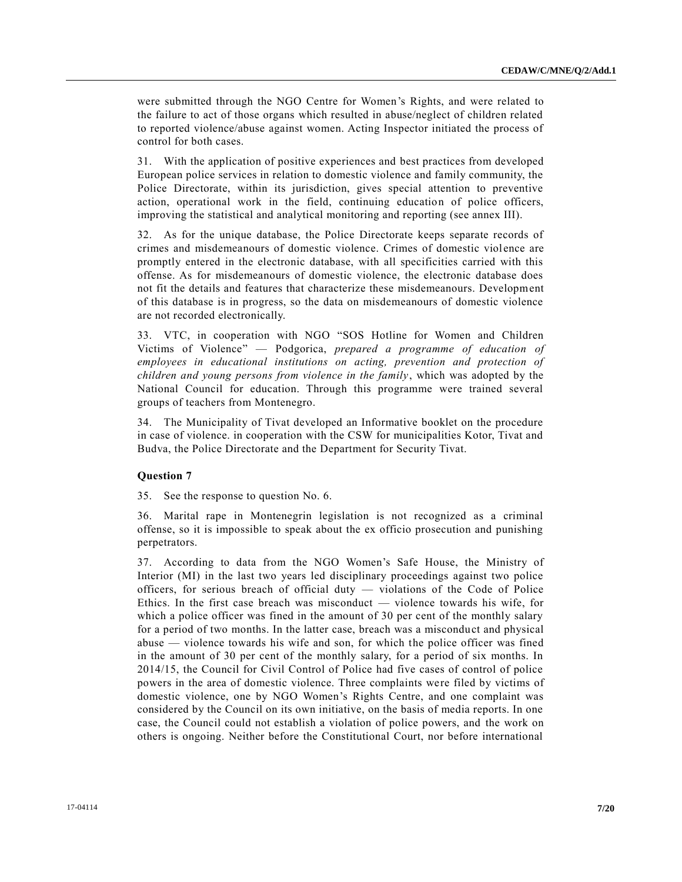were submitted through the NGO Centre for Women's Rights, and were related to the failure to act of those organs which resulted in abuse/neglect of children related to reported violence/abuse against women. Acting Inspector initiated the process of control for both cases.

31. With the application of positive experiences and best practices from developed European police services in relation to domestic violence and family community, the Police Directorate, within its jurisdiction, gives special attention to preventive action, operational work in the field, continuing education of police officers, improving the statistical and analytical monitoring and reporting (see annex III).

32. As for the unique database, the Police Directorate keeps separate records of crimes and misdemeanours of domestic violence. Crimes of domestic violence are promptly entered in the electronic database, with all specificities carried with this offense. As for misdemeanours of domestic violence, the electronic database does not fit the details and features that characterize these misdemeanours. Development of this database is in progress, so the data on misdemeanours of domestic violence are not recorded electronically.

33. VTC, in cooperation with NGO "SOS Hotline for Women and Children Victims of Violence" — Podgorica, *prepared a programme of education of employees in educational institutions on acting, prevention and protection of children and young persons from violence in the family*, which was adopted by the National Council for education. Through this programme were trained several groups of teachers from Montenegro.

34. The Municipality of Tivat developed an Informative booklet on the procedure in case of violence. in cooperation with the CSW for municipalities Kotor, Tivat and Budva, the Police Directorate and the Department for Security Tivat.

### Question 7

35. See the response to question No. 6.

36. Marital rape in Montenegrin legislation is not recognized as a criminal offense, so it is impossible to speak about the ex officio prosecution and punishing perpetrators.

37. According to data from the NGO Women's Safe House, the Ministry of Interior (MI) in the last two years led disciplinary proceedings against two police officers, for serious breach of official duty — violations of the Code of Police Ethics. In the first case breach was misconduct — violence towards his wife, for which a police officer was fined in the amount of 30 per cent of the monthly salary for a period of two months. In the latter case, breach was a misconduct and physical abuse — violence towards his wife and son, for which the police officer was fined in the amount of 30 per cent of the monthly salary, for a period of six months. In 2014/15, the Council for Civil Control of Police had five cases of control of police powers in the area of domestic violence. Three complaints were filed by victims of domestic violence, one by NGO Women's Rights Centre, and one complaint was considered by the Council on its own initiative, on the basis of media reports. In one case, the Council could not establish a violation of police powers, and the work on others is ongoing. Neither before the Constitutional Court, nor before international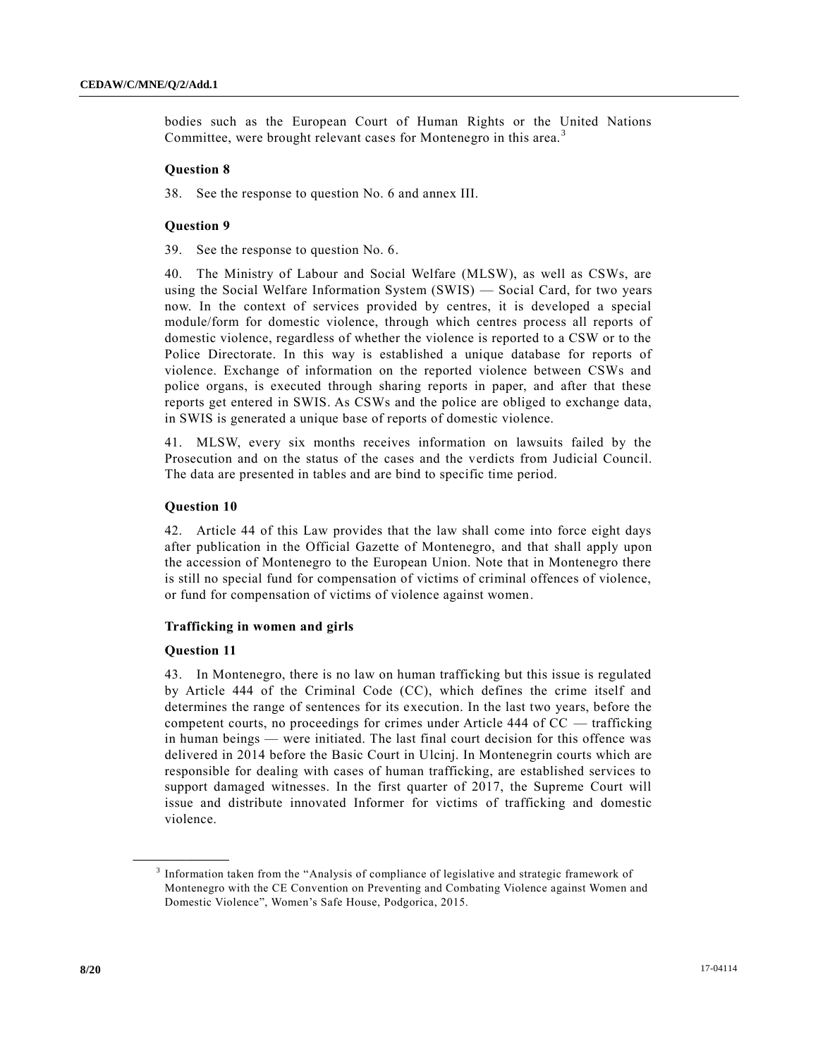bodies such as the European Court of Human Rights or the United Nations Committee, were brought relevant cases for Montenegro in this area.[3]

### Question 8

38. See the response to question No. 6 and annex III.

### Question 9

39. See the response to question No. 6.

40. The Ministry of Labour and Social Welfare (MLSW), as well as CSWs, are using the Social Welfare Information System (SWIS) — Social Card, for two years now. In the context of services provided by centres, it is developed a special module/form for domestic violence, through which centres process all reports of domestic violence, regardless of whether the violence is reported to a CSW or to the Police Directorate. In this way is established a unique database for reports of violence. Exchange of information on the reported violence between CSWs and police organs, is executed through sharing reports in paper, and after that these reports get entered in SWIS. As CSWs and the police are obliged to exchange data, in SWIS is generated a unique base of reports of domestic violence.

41. MLSW, every six months receives information on lawsuits failed by the Prosecution and on the status of the cases and the verdicts from Judicial Council. The data are presented in tables and are bind to specific time period.

### Question 10

42. Article 44 of this Law provides that the law shall come into force eight days after publication in the Official Gazette of Montenegro, and that shall apply upon the accession of Montenegro to the European Union. Note that in Montenegro there is still no special fund for compensation of victims of criminal offences of violence, or fund for compensation of victims of violence against women.

## Trafficking in women and girls

### Question 11

43. In Montenegro, there is no law on human trafficking but this issue is regulated by Article 444 of the Criminal Code (CC), which defines the crime itself and determines the range of sentences for its execution. In the last two years, before the competent courts, no proceedings for crimes under Article 444 of CC — trafficking in human beings — were initiated. The last final court decision for this offence was delivered in 2014 before the Basic Court in Ulcinj. In Montenegrin courts which are responsible for dealing with cases of human trafficking, are established services to support damaged witnesses. In the first quarter of 2017, the Supreme Court will issue and distribute innovated Informer for victims of trafficking and domestic violence.

---

[3] Information taken from the "Analysis of compliance of legislative and strategic framework of Montenegro with the CE Convention on Preventing and Combating Violence against Women and Domestic Violence", Women's Safe House, Podgorica, 2015.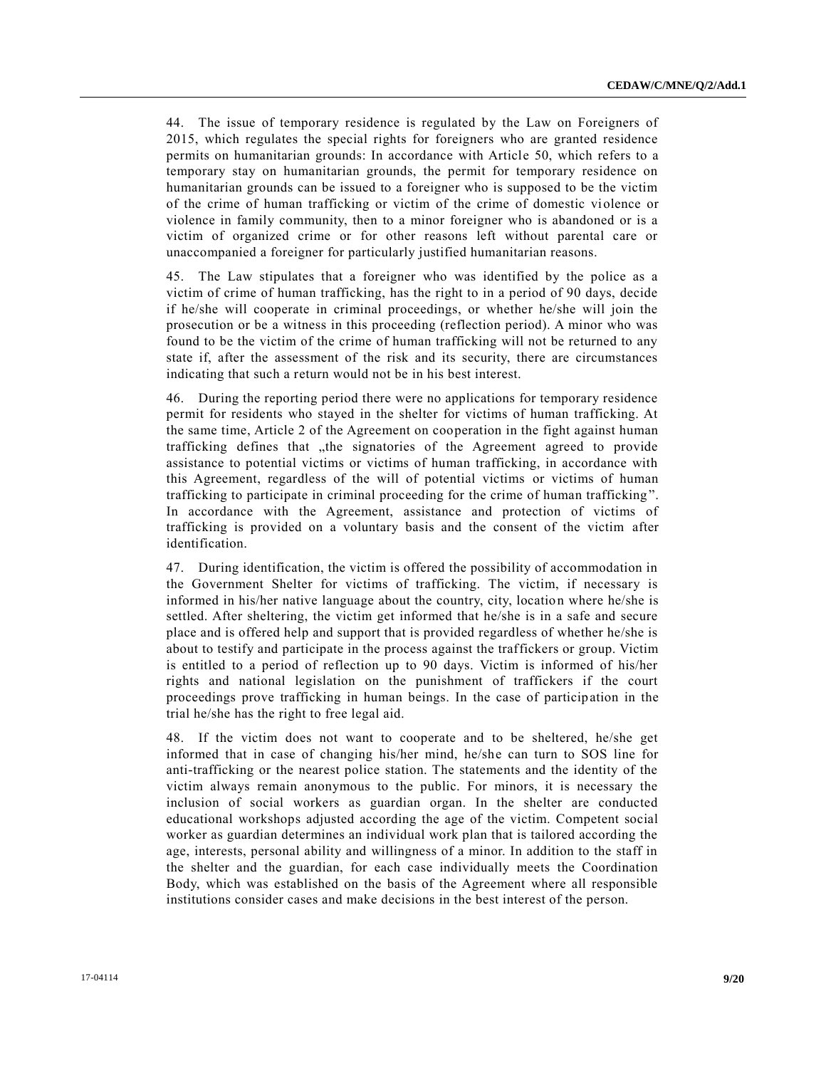44. The issue of temporary residence is regulated by the Law on Foreigners of 2015, which regulates the special rights for foreigners who are granted residence permits on humanitarian grounds: In accordance with Article 50, which refers to a temporary stay on humanitarian grounds, the permit for temporary residence on humanitarian grounds can be issued to a foreigner who is supposed to be the victim of the crime of human trafficking or victim of the crime of domestic violence or violence in family community, then to a minor foreigner who is abandoned or is a victim of organized crime or for other reasons left without parental care or unaccompanied a foreigner for particularly justified humanitarian reasons.

45. The Law stipulates that a foreigner who was identified by the police as a victim of crime of human trafficking, has the right to in a period of 90 days, decide if he/she will cooperate in criminal proceedings, or whether he/she will join the prosecution or be a witness in this proceeding (reflection period). A minor who was found to be the victim of the crime of human trafficking will not be returned to any state if, after the assessment of the risk and its security, there are circumstances indicating that such a return would not be in his best interest.

46. During the reporting period there were no applications for temporary residence permit for residents who stayed in the shelter for victims of human trafficking. At the same time, Article 2 of the Agreement on cooperation in the fight against human trafficking defines that „the signatories of the Agreement agreed to provide assistance to potential victims or victims of human trafficking, in accordance with this Agreement, regardless of the will of potential victims or victims of human trafficking to participate in criminal proceeding for the crime of human trafficking". In accordance with the Agreement, assistance and protection of victims of trafficking is provided on a voluntary basis and the consent of the victim after identification.

47. During identification, the victim is offered the possibility of accommodation in the Government Shelter for victims of trafficking. The victim, if necessary is informed in his/her native language about the country, city, location where he/she is settled. After sheltering, the victim get informed that he/she is in a safe and secure place and is offered help and support that is provided regardless of whether he/she is about to testify and participate in the process against the traffickers or group. Victim is entitled to a period of reflection up to 90 days. Victim is informed of his/her rights and national legislation on the punishment of traffickers if the court proceedings prove trafficking in human beings. In the case of participation in the trial he/she has the right to free legal aid.

48. If the victim does not want to cooperate and to be sheltered, he/she get informed that in case of changing his/her mind, he/she can turn to SOS line for anti-trafficking or the nearest police station. The statements and the identity of the victim always remain anonymous to the public. For minors, it is necessary the inclusion of social workers as guardian organ. In the shelter are conducted educational workshops adjusted according the age of the victim. Competent social worker as guardian determines an individual work plan that is tailored according the age, interests, personal ability and willingness of a minor. In addition to the staff in the shelter and the guardian, for each case individually meets the Coordination Body, which was established on the basis of the Agreement where all responsible institutions consider cases and make decisions in the best interest of the person.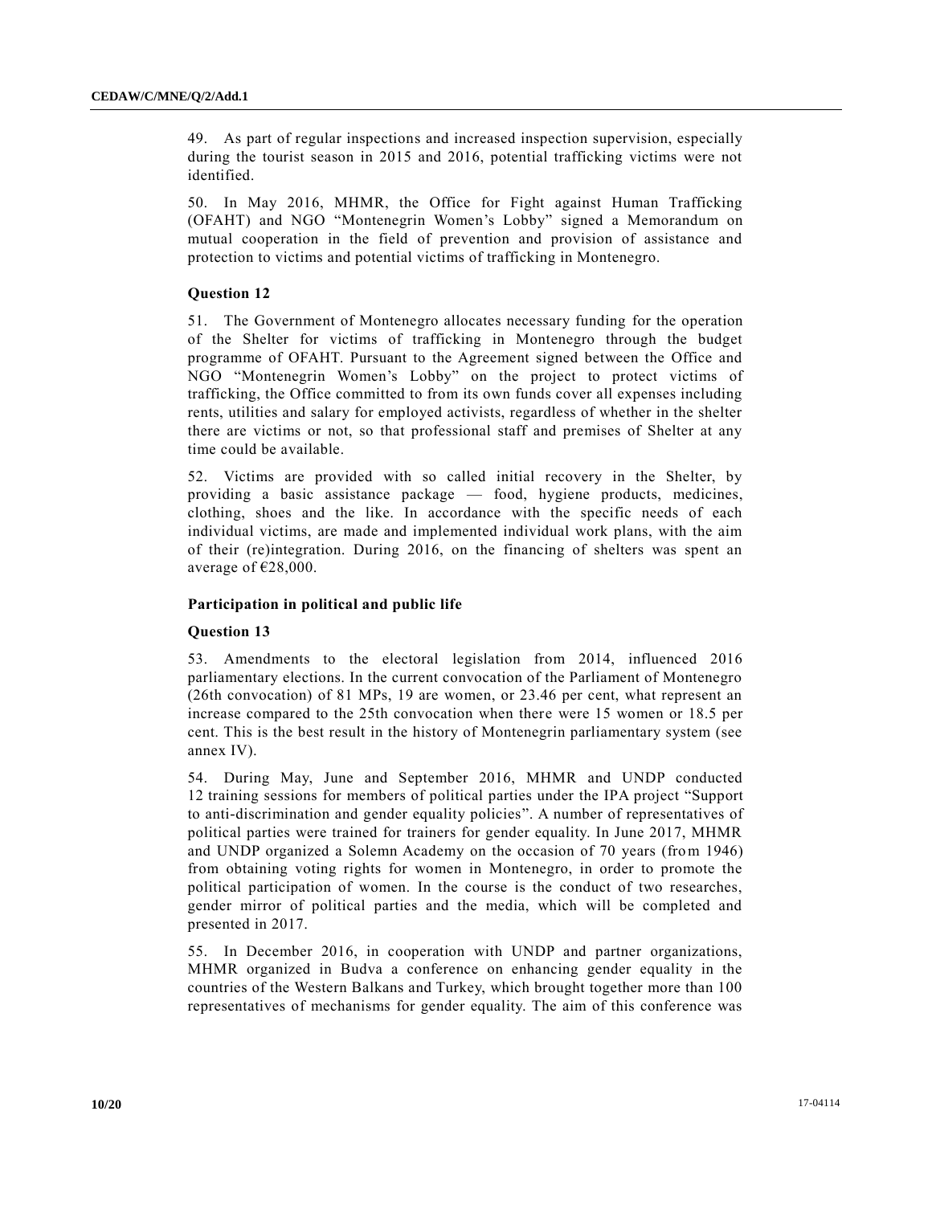49. As part of regular inspections and increased inspection supervision, especially during the tourist season in 2015 and 2016, potential trafficking victims were not identified.

50. In May 2016, MHMR, the Office for Fight against Human Trafficking (OFAHT) and NGO "Montenegrin Women's Lobby" signed a Memorandum on mutual cooperation in the field of prevention and provision of assistance and protection to victims and potential victims of trafficking in Montenegro.

### Question 12

51. The Government of Montenegro allocates necessary funding for the operation of the Shelter for victims of trafficking in Montenegro through the budget programme of OFAHT. Pursuant to the Agreement signed between the Office and NGO "Montenegrin Women's Lobby" on the project to protect victims of trafficking, the Office committed to from its own funds cover all expenses including rents, utilities and salary for employed activists, regardless of whether in the shelter there are victims or not, so that professional staff and premises of Shelter at any time could be available.

52. Victims are provided with so called initial recovery in the Shelter, by providing a basic assistance package — food, hygiene products, medicines, clothing, shoes and the like. In accordance with the specific needs of each individual victims, are made and implemented individual work plans, with the aim of their (re)integration. During 2016, on the financing of shelters was spent an average of €28,000.

## Participation in political and public life

### Question 13

53. Amendments to the electoral legislation from 2014, influenced 2016 parliamentary elections. In the current convocation of the Parliament of Montenegro (26th convocation) of 81 MPs, 19 are women, or 23.46 per cent, what represent an increase compared to the 25th convocation when there were 15 women or 18.5 per cent. This is the best result in the history of Montenegrin parliamentary system (see annex IV).

54. During May, June and September 2016, MHMR and UNDP conducted 12 training sessions for members of political parties under the IPA project "Support to anti-discrimination and gender equality policies". A number of representatives of political parties were trained for trainers for gender equality. In June 2017, MHMR and UNDP organized a Solemn Academy on the occasion of 70 years (from 1946) from obtaining voting rights for women in Montenegro, in order to promote the political participation of women. In the course is the conduct of two researches, gender mirror of political parties and the media, which will be completed and presented in 2017.

55. In December 2016, in cooperation with UNDP and partner organizations, MHMR organized in Budva a conference on enhancing gender equality in the countries of the Western Balkans and Turkey, which brought together more than 100 representatives of mechanisms for gender equality. The aim of this conference was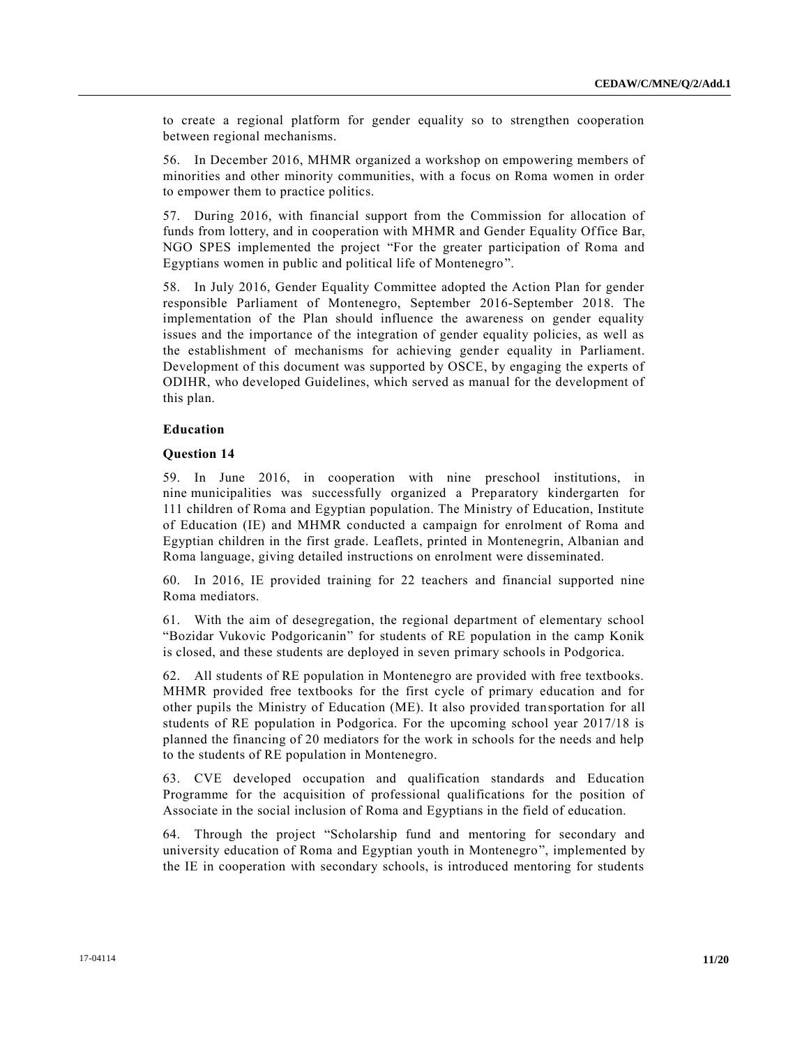to create a regional platform for gender equality so to strengthen cooperation between regional mechanisms.

56. In December 2016, MHMR organized a workshop on empowering members of minorities and other minority communities, with a focus on Roma women in order to empower them to practice politics.

57. During 2016, with financial support from the Commission for allocation of funds from lottery, and in cooperation with MHMR and Gender Equality Office Bar, NGO SPES implemented the project "For the greater participation of Roma and Egyptians women in public and political life of Montenegro".

58. In July 2016, Gender Equality Committee adopted the Action Plan for gender responsible Parliament of Montenegro, September 2016-September 2018. The implementation of the Plan should influence the awareness on gender equality issues and the importance of the integration of gender equality policies, as well as the establishment of mechanisms for achieving gender equality in Parliament. Development of this document was supported by OSCE, by engaging the experts of ODIHR, who developed Guidelines, which served as manual for the development of this plan.

### Education

#### Question 14

59. In June 2016, in cooperation with nine preschool institutions, in nine municipalities was successfully organized a Preparatory kindergarten for 111 children of Roma and Egyptian population. The Ministry of Education, Institute of Education (IE) and MHMR conducted a campaign for enrolment of Roma and Egyptian children in the first grade. Leaflets, printed in Montenegrin, Albanian and Roma language, giving detailed instructions on enrolment were disseminated.

60. In 2016, IE provided training for 22 teachers and financial supported nine Roma mediators.

61. With the aim of desegregation, the regional department of elementary school "Bozidar Vukovic Podgoricanin" for students of RE population in the camp Konik is closed, and these students are deployed in seven primary schools in Podgorica.

62. All students of RE population in Montenegro are provided with free textbooks. MHMR provided free textbooks for the first cycle of primary education and for other pupils the Ministry of Education (ME). It also provided transportation for all students of RE population in Podgorica. For the upcoming school year 2017/18 is planned the financing of 20 mediators for the work in schools for the needs and help to the students of RE population in Montenegro.

63. CVE developed occupation and qualification standards and Education Programme for the acquisition of professional qualifications for the position of Associate in the social inclusion of Roma and Egyptians in the field of education.

64. Through the project "Scholarship fund and mentoring for secondary and university education of Roma and Egyptian youth in Montenegro", implemented by the IE in cooperation with secondary schools, is introduced mentoring for students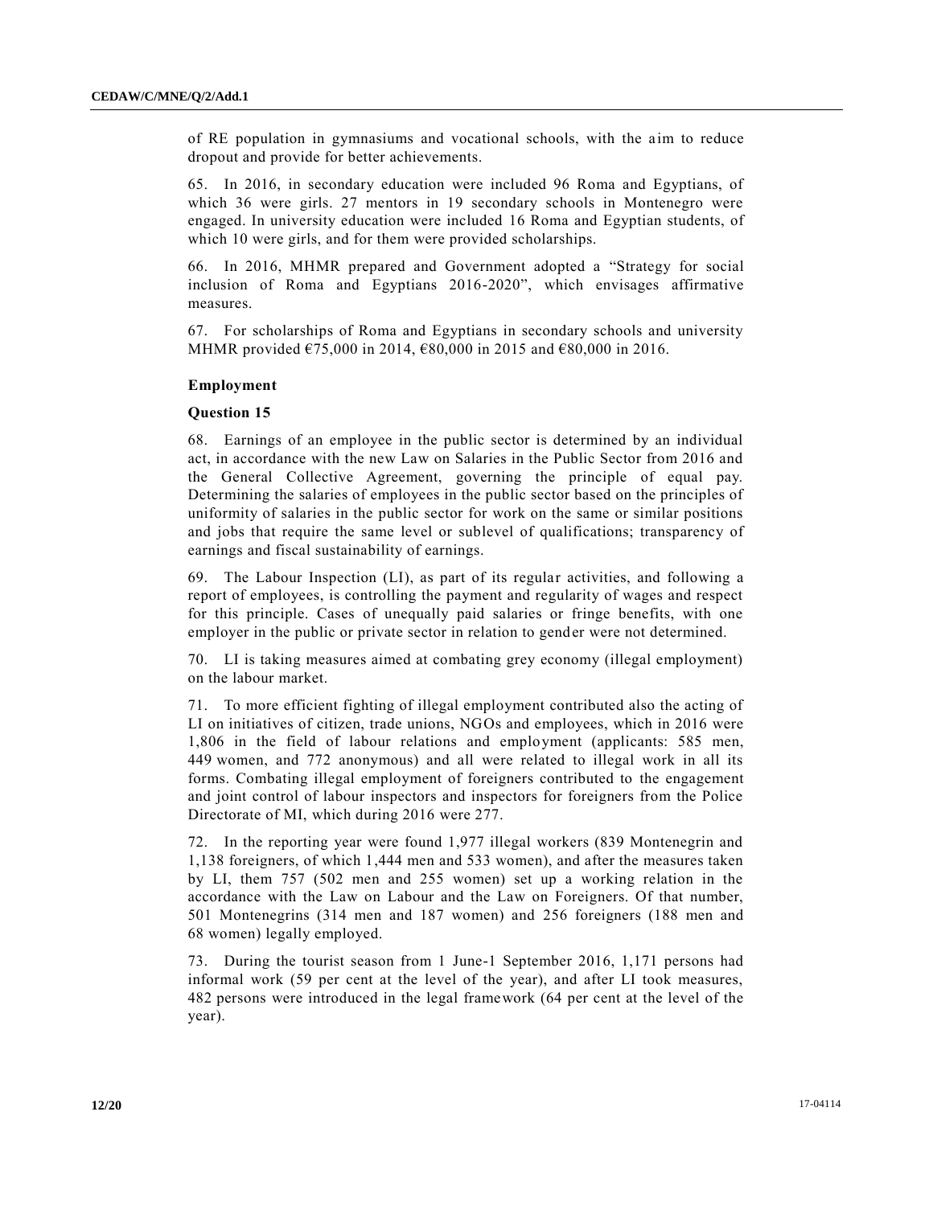of RE population in gymnasiums and vocational schools, with the aim to reduce dropout and provide for better achievements.

65. In 2016, in secondary education were included 96 Roma and Egyptians, of which 36 were girls. 27 mentors in 19 secondary schools in Montenegro were engaged. In university education were included 16 Roma and Egyptian students, of which 10 were girls, and for them were provided scholarships.

66. In 2016, MHMR prepared and Government adopted a "Strategy for social inclusion of Roma and Egyptians 2016-2020", which envisages affirmative measures.

67. For scholarships of Roma and Egyptians in secondary schools and university MHMR provided €75,000 in 2014, €80,000 in 2015 and €80,000 in 2016.

**Employment**

**Question 15**

68. Earnings of an employee in the public sector is determined by an individual act, in accordance with the new Law on Salaries in the Public Sector from 2016 and the General Collective Agreement, governing the principle of equal pay. Determining the salaries of employees in the public sector based on the principles of uniformity of salaries in the public sector for work on the same or similar positions and jobs that require the same level or sublevel of qualifications; transparency of earnings and fiscal sustainability of earnings.

69. The Labour Inspection (LI), as part of its regular activities, and following a report of employees, is controlling the payment and regularity of wages and respect for this principle. Cases of unequally paid salaries or fringe benefits, with one employer in the public or private sector in relation to gender were not determined.

70. LI is taking measures aimed at combating grey economy (illegal employment) on the labour market.

71. To more efficient fighting of illegal employment contributed also the acting of LI on initiatives of citizen, trade unions, NGOs and employees, which in 2016 were 1,806 in the field of labour relations and employment (applicants: 585 men, 449 women, and 772 anonymous) and all were related to illegal work in all its forms. Combating illegal employment of foreigners contributed to the engagement and joint control of labour inspectors and inspectors for foreigners from the Police Directorate of MI, which during 2016 were 277.

72. In the reporting year were found 1,977 illegal workers (839 Montenegrin and 1,138 foreigners, of which 1,444 men and 533 women), and after the measures taken by LI, them 757 (502 men and 255 women) set up a working relation in the accordance with the Law on Labour and the Law on Foreigners. Of that number, 501 Montenegrins (314 men and 187 women) and 256 foreigners (188 men and 68 women) legally employed.

73. During the tourist season from 1 June-1 September 2016, 1,171 persons had informal work (59 per cent at the level of the year), and after LI took measures, 482 persons were introduced in the legal framework (64 per cent at the level of the year).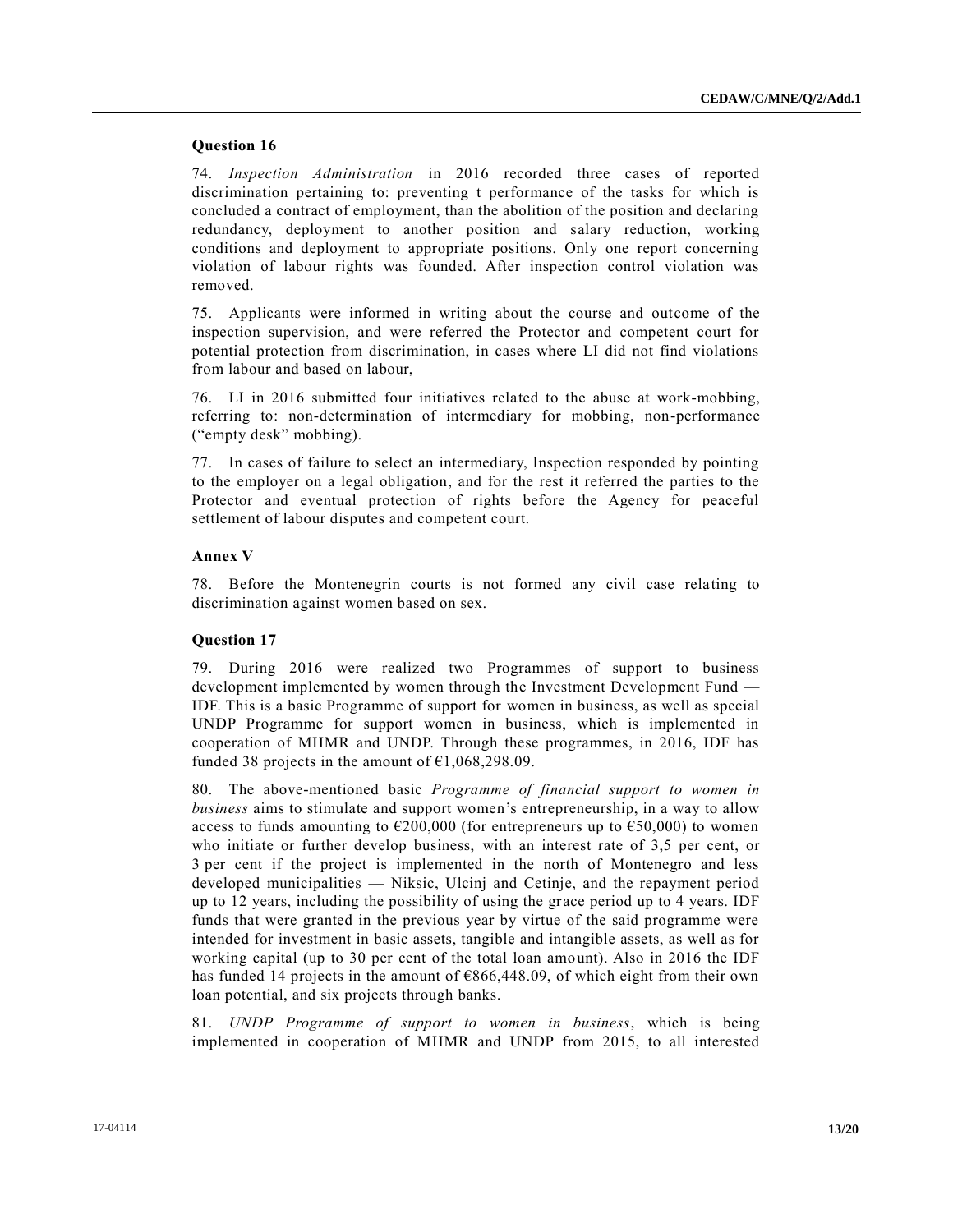### Question 16

74. *Inspection Administration* in 2016 recorded three cases of reported discrimination pertaining to: preventing t performance of the tasks for which is concluded a contract of employment, than the abolition of the position and declaring redundancy, deployment to another position and salary reduction, working conditions and deployment to appropriate positions. Only one report concerning violation of labour rights was founded. After inspection control violation was removed.

75. Applicants were informed in writing about the course and outcome of the inspection supervision, and were referred the Protector and competent court for potential protection from discrimination, in cases where LI did not find violations from labour and based on labour,

76. LI in 2016 submitted four initiatives related to the abuse at work-mobbing, referring to: non-determination of intermediary for mobbing, non-performance ("empty desk" mobbing).

77. In cases of failure to select an intermediary, Inspection responded by pointing to the employer on a legal obligation, and for the rest it referred the parties to the Protector and eventual protection of rights before the Agency for peaceful settlement of labour disputes and competent court.

### Annex V

78. Before the Montenegrin courts is not formed any civil case relating to discrimination against women based on sex.

### Question 17

79. During 2016 were realized two Programmes of support to business development implemented by women through the Investment Development Fund — IDF. This is a basic Programme of support for women in business, as well as special UNDP Programme for support women in business, which is implemented in cooperation of MHMR and UNDP. Through these programmes, in 2016, IDF has funded 38 projects in the amount of €1,068,298.09.

80. The above-mentioned basic *Programme of financial support to women in business* aims to stimulate and support women's entrepreneurship, in a way to allow access to funds amounting to €200,000 (for entrepreneurs up to €50,000) to women who initiate or further develop business, with an interest rate of 3,5 per cent, or 3 per cent if the project is implemented in the north of Montenegro and less developed municipalities — Niksic, Ulcinj and Cetinje, and the repayment period up to 12 years, including the possibility of using the grace period up to 4 years. IDF funds that were granted in the previous year by virtue of the said programme were intended for investment in basic assets, tangible and intangible assets, as well as for working capital (up to 30 per cent of the total loan amount). Also in 2016 the IDF has funded 14 projects in the amount of €866,448.09, of which eight from their own loan potential, and six projects through banks.

81. *UNDP Programme of support to women in business*, which is being implemented in cooperation of MHMR and UNDP from 2015, to all interested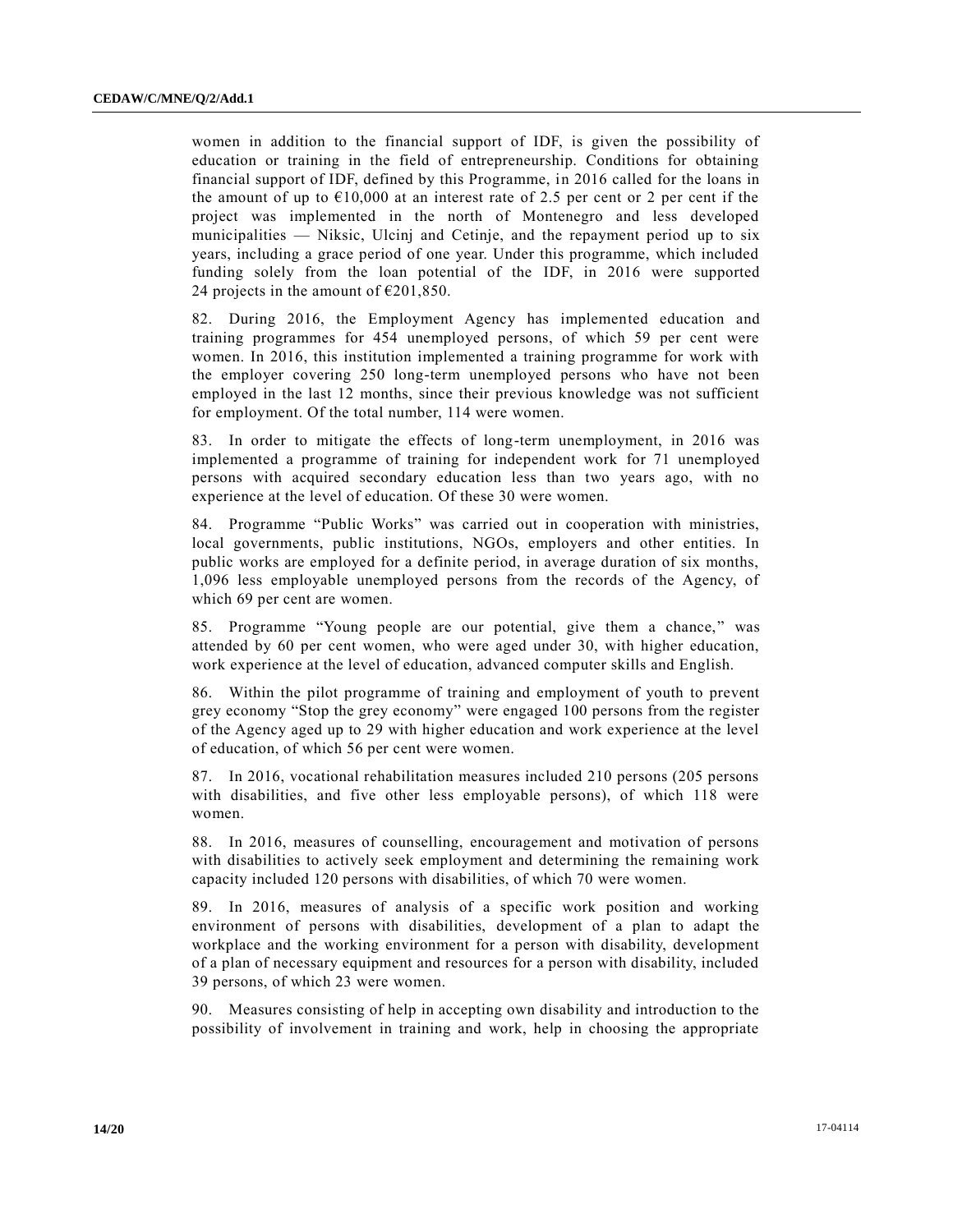women in addition to the financial support of IDF, is given the possibility of education or training in the field of entrepreneurship. Conditions for obtaining financial support of IDF, defined by this Programme, in 2016 called for the loans in the amount of up to €10,000 at an interest rate of 2.5 per cent or 2 per cent if the project was implemented in the north of Montenegro and less developed municipalities — Niksic, Ulcinj and Cetinje, and the repayment period up to six years, including a grace period of one year. Under this programme, which included funding solely from the loan potential of the IDF, in 2016 were supported 24 projects in the amount of €201,850.

82. During 2016, the Employment Agency has implemented education and training programmes for 454 unemployed persons, of which 59 per cent were women. In 2016, this institution implemented a training programme for work with the employer covering 250 long-term unemployed persons who have not been employed in the last 12 months, since their previous knowledge was not sufficient for employment. Of the total number, 114 were women.

83. In order to mitigate the effects of long-term unemployment, in 2016 was implemented a programme of training for independent work for 71 unemployed persons with acquired secondary education less than two years ago, with no experience at the level of education. Of these 30 were women.

84. Programme "Public Works" was carried out in cooperation with ministries, local governments, public institutions, NGOs, employers and other entities. In public works are employed for a definite period, in average duration of six months, 1,096 less employable unemployed persons from the records of the Agency, of which 69 per cent are women.

85. Programme "Young people are our potential, give them a chance," was attended by 60 per cent women, who were aged under 30, with higher education, work experience at the level of education, advanced computer skills and English.

86. Within the pilot programme of training and employment of youth to prevent grey economy "Stop the grey economy" were engaged 100 persons from the register of the Agency aged up to 29 with higher education and work experience at the level of education, of which 56 per cent were women.

87. In 2016, vocational rehabilitation measures included 210 persons (205 persons with disabilities, and five other less employable persons), of which 118 were women.

88. In 2016, measures of counselling, encouragement and motivation of persons with disabilities to actively seek employment and determining the remaining work capacity included 120 persons with disabilities, of which 70 were women.

89. In 2016, measures of analysis of a specific work position and working environment of persons with disabilities, development of a plan to adapt the workplace and the working environment for a person with disability, development of a plan of necessary equipment and resources for a person with disability, included 39 persons, of which 23 were women.

90. Measures consisting of help in accepting own disability and introduction to the possibility of involvement in training and work, help in choosing the appropriate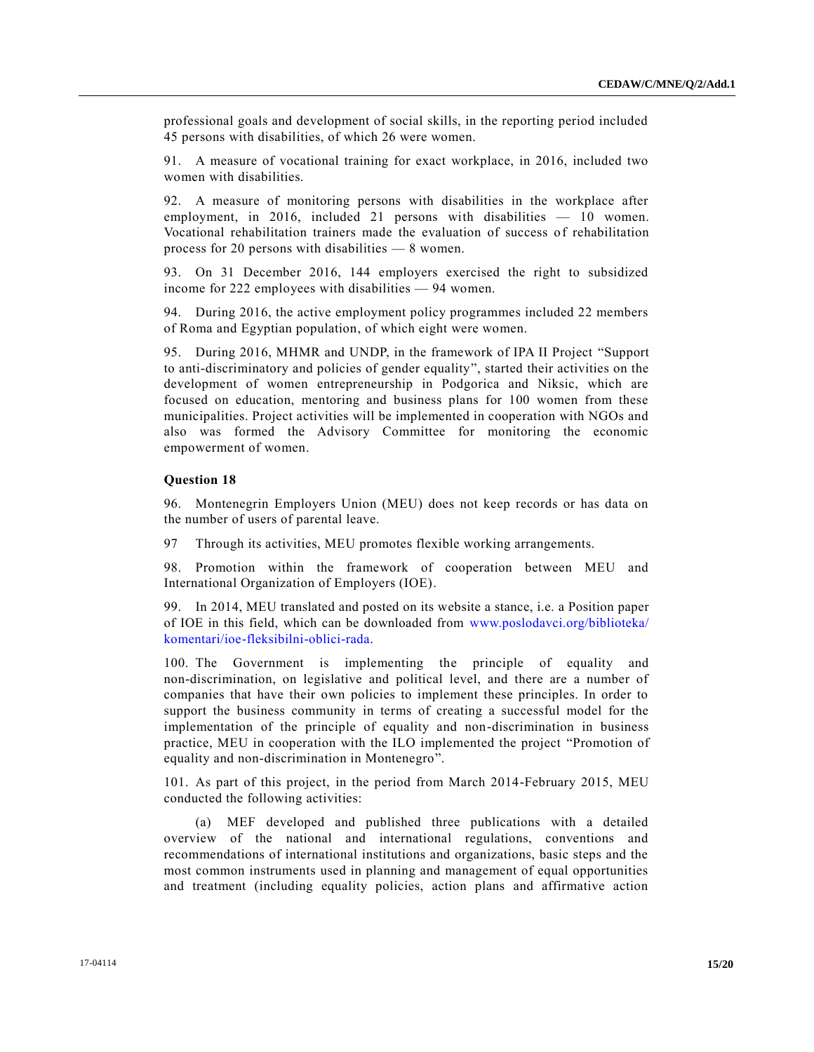professional goals and development of social skills, in the reporting period included 45 persons with disabilities, of which 26 were women.

91. A measure of vocational training for exact workplace, in 2016, included two women with disabilities.

92. A measure of monitoring persons with disabilities in the workplace after employment, in 2016, included 21 persons with disabilities — 10 women. Vocational rehabilitation trainers made the evaluation of success of rehabilitation process for 20 persons with disabilities — 8 women.

93. On 31 December 2016, 144 employers exercised the right to subsidized income for 222 employees with disabilities — 94 women.

94. During 2016, the active employment policy programmes included 22 members of Roma and Egyptian population, of which eight were women.

95. During 2016, MHMR and UNDP, in the framework of IPA II Project "Support to anti-discriminatory and policies of gender equality", started their activities on the development of women entrepreneurship in Podgorica and Niksic, which are focused on education, mentoring and business plans for 100 women from these municipalities. Project activities will be implemented in cooperation with NGOs and also was formed the Advisory Committee for monitoring the economic empowerment of women.

### Question 18

96. Montenegrin Employers Union (MEU) does not keep records or has data on the number of users of parental leave.

97 Through its activities, MEU promotes flexible working arrangements.

98. Promotion within the framework of cooperation between MEU and International Organization of Employers (IOE).

99. In 2014, MEU translated and posted on its website a stance, i.e. a Position paper of IOE in this field, which can be downloaded from www.poslodavci.org/biblioteka/komentari/ioe-fleksibilni-oblici-rada.

100. The Government is implementing the principle of equality and non-discrimination, on legislative and political level, and there are a number of companies that have their own policies to implement these principles. In order to support the business community in terms of creating a successful model for the implementation of the principle of equality and non-discrimination in business practice, MEU in cooperation with the ILO implemented the project "Promotion of equality and non-discrimination in Montenegro".

101. As part of this project, in the period from March 2014-February 2015, MEU conducted the following activities:

(a) MEF developed and published three publications with a detailed overview of the national and international regulations, conventions and recommendations of international institutions and organizations, basic steps and the most common instruments used in planning and management of equal opportunities and treatment (including equality policies, action plans and affirmative action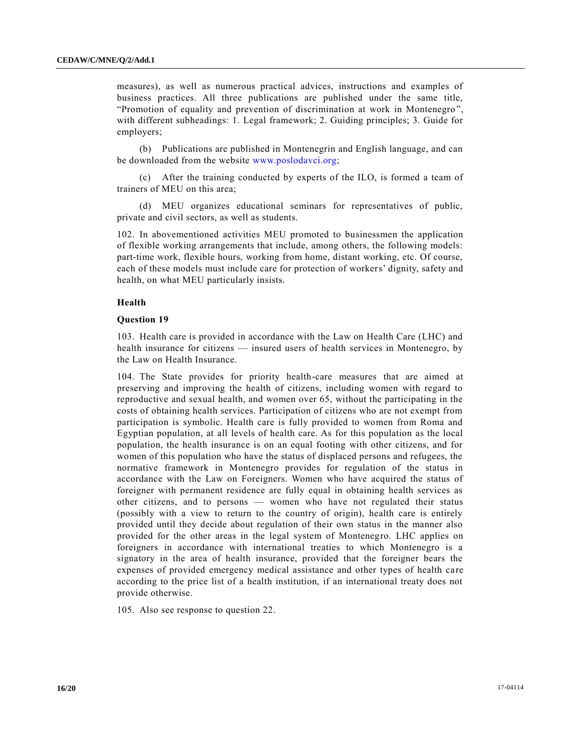measures), as well as numerous practical advices, instructions and examples of business practices. All three publications are published under the same title, "Promotion of equality and prevention of discrimination at work in Montenegro", with different subheadings: 1. Legal framework; 2. Guiding principles; 3. Guide for employers;

(b) Publications are published in Montenegrin and English language, and can be downloaded from the website www.poslodavci.org;

(c) After the training conducted by experts of the ILO, is formed a team of trainers of MEU on this area;

(d) MEU organizes educational seminars for representatives of public, private and civil sectors, as well as students.

102. In abovementioned activities MEU promoted to businessmen the application of flexible working arrangements that include, among others, the following models: part-time work, flexible hours, working from home, distant working, etc. Of course, each of these models must include care for protection of workers' dignity, safety and health, on what MEU particularly insists.

### Health

#### Question 19

103. Health care is provided in accordance with the Law on Health Care (LHC) and health insurance for citizens — insured users of health services in Montenegro, by the Law on Health Insurance.

104. The State provides for priority health-care measures that are aimed at preserving and improving the health of citizens, including women with regard to reproductive and sexual health, and women over 65, without the participating in the costs of obtaining health services. Participation of citizens who are not exempt from participation is symbolic. Health care is fully provided to women from Roma and Egyptian population, at all levels of health care. As for this population as the local population, the health insurance is on an equal footing with other citizens, and for women of this population who have the status of displaced persons and refugees, the normative framework in Montenegro provides for regulation of the status in accordance with the Law on Foreigners. Women who have acquired the status of foreigner with permanent residence are fully equal in obtaining health services as other citizens, and to persons — women who have not regulated their status (possibly with a view to return to the country of origin), health care is entirely provided until they decide about regulation of their own status in the manner also provided for the other areas in the legal system of Montenegro. LHC applies on foreigners in accordance with international treaties to which Montenegro is a signatory in the area of health insurance, provided that the foreigner bears the expenses of provided emergency medical assistance and other types of health care according to the price list of a health institution, if an international treaty does not provide otherwise.

105. Also see response to question 22.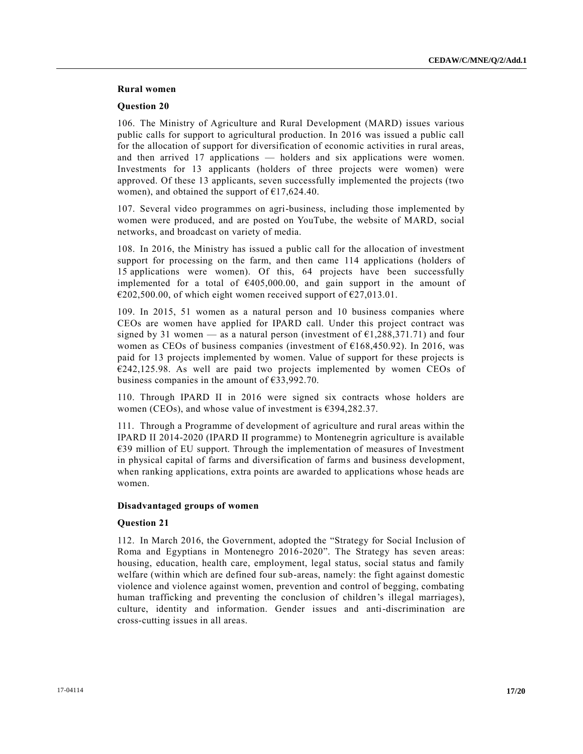### Rural women

#### Question 20

106. The Ministry of Agriculture and Rural Development (MARD) issues various public calls for support to agricultural production. In 2016 was issued a public call for the allocation of support for diversification of economic activities in rural areas, and then arrived 17 applications — holders and six applications were women. Investments for 13 applicants (holders of three projects were women) were approved. Of these 13 applicants, seven successfully implemented the projects (two women), and obtained the support of €17,624.40.

107. Several video programmes on agri-business, including those implemented by women were produced, and are posted on YouTube, the website of MARD, social networks, and broadcast on variety of media.

108. In 2016, the Ministry has issued a public call for the allocation of investment support for processing on the farm, and then came 114 applications (holders of 15 applications were women). Of this, 64 projects have been successfully implemented for a total of €405,000.00, and gain support in the amount of €202,500.00, of which eight women received support of €27,013.01.

109. In 2015, 51 women as a natural person and 10 business companies where CEOs are women have applied for IPARD call. Under this project contract was signed by 31 women — as a natural person (investment of €1,288,371.71) and four women as CEOs of business companies (investment of €168,450.92). In 2016, was paid for 13 projects implemented by women. Value of support for these projects is €242,125.98. As well are paid two projects implemented by women CEOs of business companies in the amount of €33,992.70.

110. Through IPARD II in 2016 were signed six contracts whose holders are women (CEOs), and whose value of investment is €394,282.37.

111. Through a Programme of development of agriculture and rural areas within the IPARD II 2014-2020 (IPARD II programme) to Montenegrin agriculture is available €39 million of EU support. Through the implementation of measures of Investment in physical capital of farms and diversification of farms and business development, when ranking applications, extra points are awarded to applications whose heads are women.

### Disadvantaged groups of women

#### Question 21

112. In March 2016, the Government, adopted the "Strategy for Social Inclusion of Roma and Egyptians in Montenegro 2016-2020". The Strategy has seven areas: housing, education, health care, employment, legal status, social status and family welfare (within which are defined four sub-areas, namely: the fight against domestic violence and violence against women, prevention and control of begging, combating human trafficking and preventing the conclusion of children's illegal marriages), culture, identity and information. Gender issues and anti-discrimination are cross-cutting issues in all areas.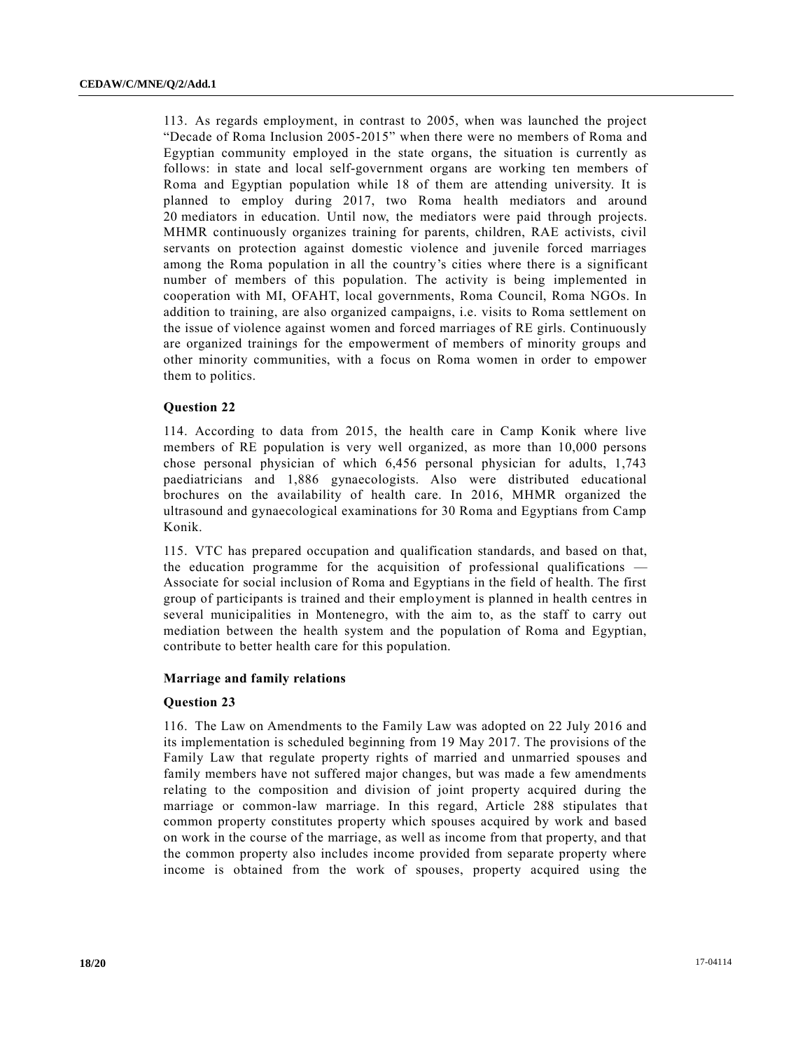113. As regards employment, in contrast to 2005, when was launched the project "Decade of Roma Inclusion 2005-2015" when there were no members of Roma and Egyptian community employed in the state organs, the situation is currently as follows: in state and local self-government organs are working ten members of Roma and Egyptian population while 18 of them are attending university. It is planned to employ during 2017, two Roma health mediators and around 20 mediators in education. Until now, the mediators were paid through projects. MHMR continuously organizes training for parents, children, RAE activists, civil servants on protection against domestic violence and juvenile forced marriages among the Roma population in all the country's cities where there is a significant number of members of this population. The activity is being implemented in cooperation with MI, OFAHT, local governments, Roma Council, Roma NGOs. In addition to training, are also organized campaigns, i.e. visits to Roma settlement on the issue of violence against women and forced marriages of RE girls. Continuously are organized trainings for the empowerment of members of minority groups and other minority communities, with a focus on Roma women in order to empower them to politics.

### Question 22

114. According to data from 2015, the health care in Camp Konik where live members of RE population is very well organized, as more than 10,000 persons chose personal physician of which 6,456 personal physician for adults, 1,743 paediatricians and 1,886 gynaecologists. Also were distributed educational brochures on the availability of health care. In 2016, MHMR organized the ultrasound and gynaecological examinations for 30 Roma and Egyptians from Camp Konik.

115. VTC has prepared occupation and qualification standards, and based on that, the education programme for the acquisition of professional qualifications — Associate for social inclusion of Roma and Egyptians in the field of health. The first group of participants is trained and their employment is planned in health centres in several municipalities in Montenegro, with the aim to, as the staff to carry out mediation between the health system and the population of Roma and Egyptian, contribute to better health care for this population.

## Marriage and family relations

### Question 23

116. The Law on Amendments to the Family Law was adopted on 22 July 2016 and its implementation is scheduled beginning from 19 May 2017. The provisions of the Family Law that regulate property rights of married and unmarried spouses and family members have not suffered major changes, but was made a few amendments relating to the composition and division of joint property acquired during the marriage or common-law marriage. In this regard, Article 288 stipulates that common property constitutes property which spouses acquired by work and based on work in the course of the marriage, as well as income from that property, and that the common property also includes income provided from separate property where income is obtained from the work of spouses, property acquired using the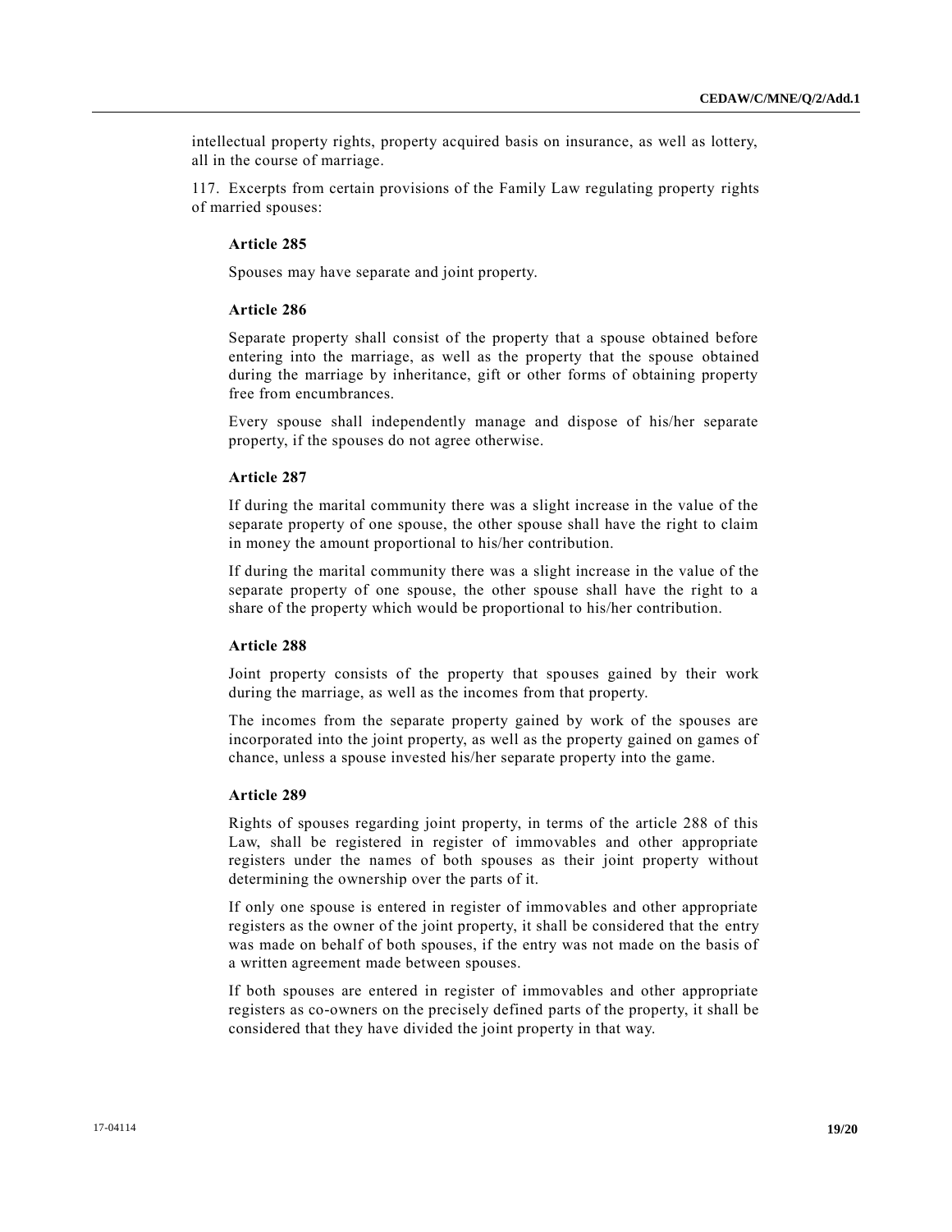intellectual property rights, property acquired basis on insurance, as well as lottery, all in the course of marriage.

117. Excerpts from certain provisions of the Family Law regulating property rights of married spouses:

**Article 285**

Spouses may have separate and joint property.

**Article 286**

Separate property shall consist of the property that a spouse obtained before entering into the marriage, as well as the property that the spouse obtained during the marriage by inheritance, gift or other forms of obtaining property free from encumbrances.

Every spouse shall independently manage and dispose of his/her separate property, if the spouses do not agree otherwise.

**Article 287**

If during the marital community there was a slight increase in the value of the separate property of one spouse, the other spouse shall have the right to claim in money the amount proportional to his/her contribution.

If during the marital community there was a slight increase in the value of the separate property of one spouse, the other spouse shall have the right to a share of the property which would be proportional to his/her contribution.

**Article 288**

Joint property consists of the property that spouses gained by their work during the marriage, as well as the incomes from that property.

The incomes from the separate property gained by work of the spouses are incorporated into the joint property, as well as the property gained on games of chance, unless a spouse invested his/her separate property into the game.

**Article 289**

Rights of spouses regarding joint property, in terms of the article 288 of this Law, shall be registered in register of immovables and other appropriate registers under the names of both spouses as their joint property without determining the ownership over the parts of it.

If only one spouse is entered in register of immovables and other appropriate registers as the owner of the joint property, it shall be considered that the entry was made on behalf of both spouses, if the entry was not made on the basis of a written agreement made between spouses.

If both spouses are entered in register of immovables and other appropriate registers as co-owners on the precisely defined parts of the property, it shall be considered that they have divided the joint property in that way.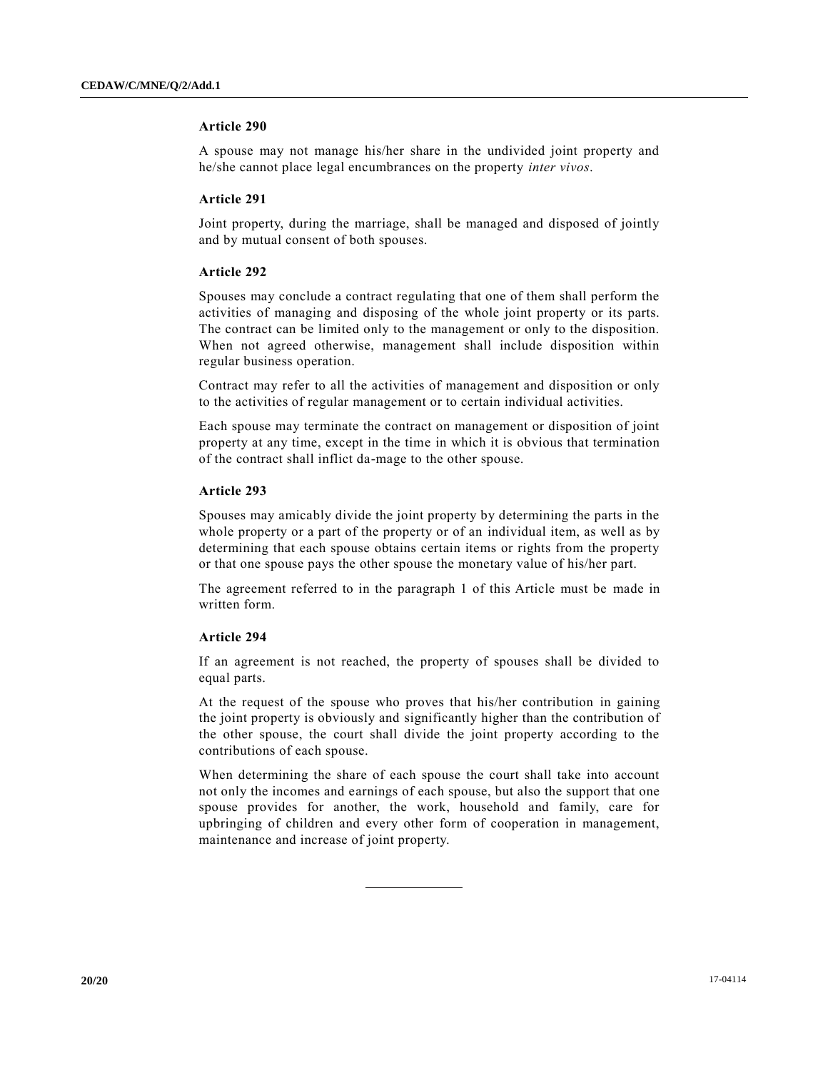**Article 290**

A spouse may not manage his/her share in the undivided joint property and he/she cannot place legal encumbrances on the property *inter vivos*.

**Article 291**

Joint property, during the marriage, shall be managed and disposed of jointly and by mutual consent of both spouses.

**Article 292**

Spouses may conclude a contract regulating that one of them shall perform the activities of managing and disposing of the whole joint property or its parts. The contract can be limited only to the management or only to the disposition. When not agreed otherwise, management shall include disposition within regular business operation.

Contract may refer to all the activities of management and disposition or only to the activities of regular management or to certain individual activities.

Each spouse may terminate the contract on management or disposition of joint property at any time, except in the time in which it is obvious that termination of the contract shall inflict da-mage to the other spouse.

**Article 293**

Spouses may amicably divide the joint property by determining the parts in the whole property or a part of the property or of an individual item, as well as by determining that each spouse obtains certain items or rights from the property or that one spouse pays the other spouse the monetary value of his/her part.

The agreement referred to in the paragraph 1 of this Article must be made in written form.

**Article 294**

If an agreement is not reached, the property of spouses shall be divided to equal parts.

At the request of the spouse who proves that his/her contribution in gaining the joint property is obviously and significantly higher than the contribution of the other spouse, the court shall divide the joint property according to the contributions of each spouse.

When determining the share of each spouse the court shall take into account not only the incomes and earnings of each spouse, but also the support that one spouse provides for another, the work, household and family, care for upbringing of children and every other form of cooperation in management, maintenance and increase of joint property.